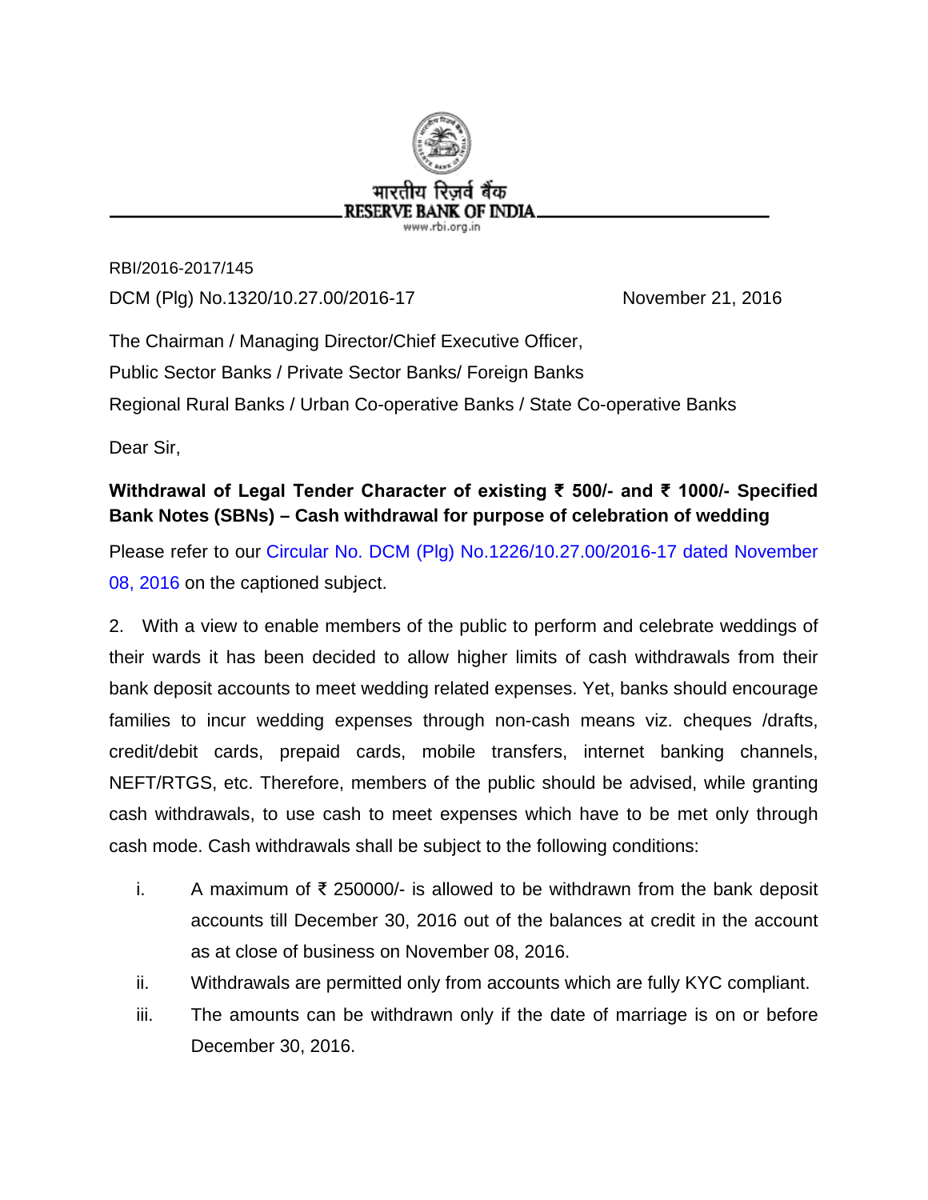भारतीय रिज़र्व बैंक

RESERVE BANK OF INDIA

www.rbi.org.in

RBI/2016-2017/145

DCM (Plg) No.1320/10.27.00/2016-17 November 21, 2016

The Chairman / Managing Director/Chief Executive Officer,

Public Sector Banks / Private Sector Banks/ Foreign Banks

Regional Rural Banks / Urban Co-operative Banks / State Co-operative Banks

Dear Sir,

**Withdrawal of Legal Tender Character of existing ₹ 500/- and ₹ 1000/- Specified Bank Notes (SBNs) – Cash withdrawal for purpose of celebration of wedding**

Please refer to our Circular No. DCM (Plg) No.1226/10.27.00/2016-17 dated November 08, 2016 on the captioned subject.

2. With a view to enable members of the public to perform and celebrate weddings of their wards it has been decided to allow higher limits of cash withdrawals from their bank deposit accounts to meet wedding related expenses. Yet, banks should encourage families to incur wedding expenses through non-cash means viz. cheques /drafts, credit/debit cards, prepaid cards, mobile transfers, internet banking channels, NEFT/RTGS, etc. Therefore, members of the public should be advised, while granting cash withdrawals, to use cash to meet expenses which have to be met only through cash mode. Cash withdrawals shall be subject to the following conditions:

i. A maximum of ₹ 250000/- is allowed to be withdrawn from the bank deposit accounts till December 30, 2016 out of the balances at credit in the account as at close of business on November 08, 2016.

ii. Withdrawals are permitted only from accounts which are fully KYC compliant.

iii. The amounts can be withdrawn only if the date of marriage is on or before December 30, 2016.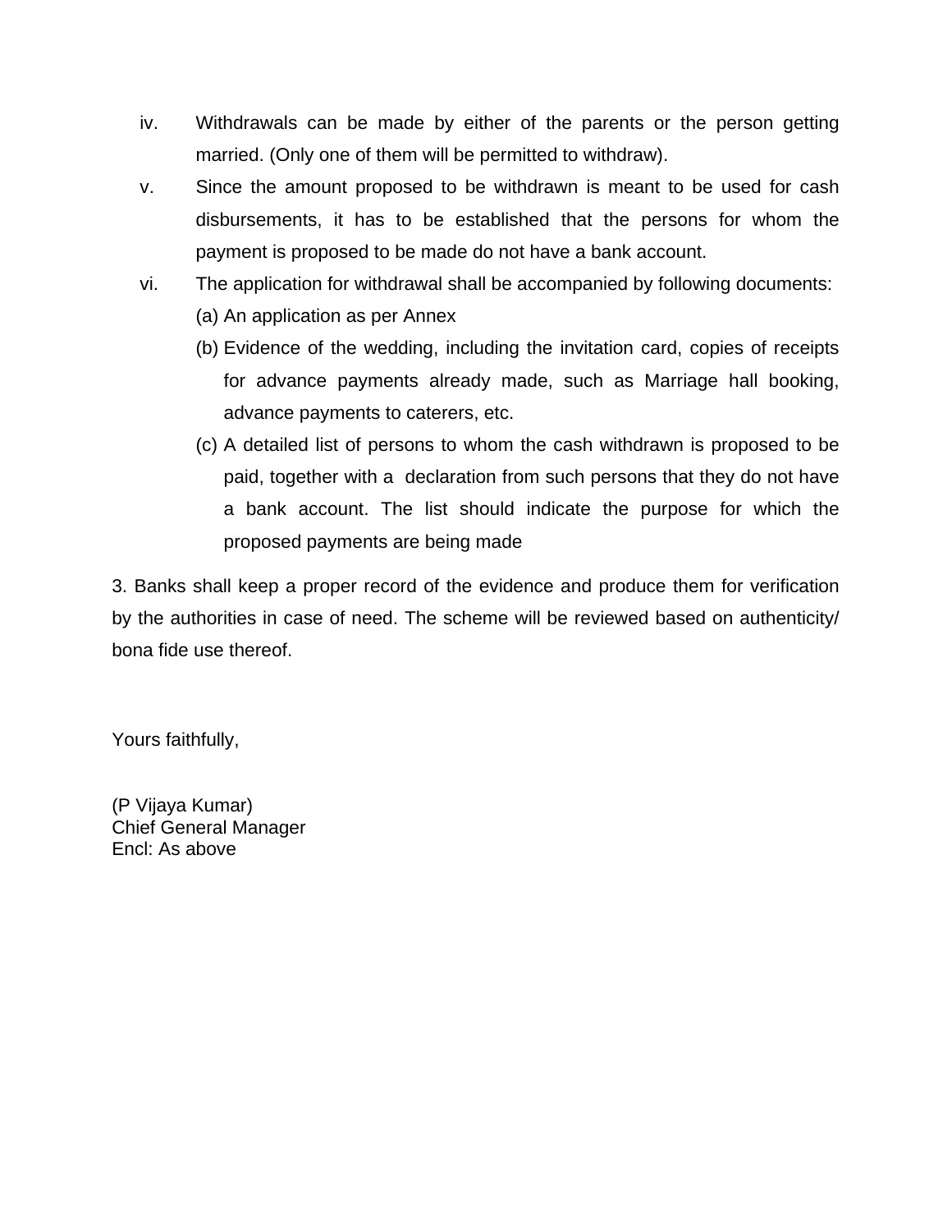iv. Withdrawals can be made by either of the parents or the person getting married. (Only one of them will be permitted to withdraw).

v. Since the amount proposed to be withdrawn is meant to be used for cash disbursements, it has to be established that the persons for whom the payment is proposed to be made do not have a bank account.

vi. The application for withdrawal shall be accompanied by following documents:

   (a) An application as per Annex

   (b) Evidence of the wedding, including the invitation card, copies of receipts for advance payments already made, such as Marriage hall booking, advance payments to caterers, etc.

   (c) A detailed list of persons to whom the cash withdrawn is proposed to be paid, together with a declaration from such persons that they do not have a bank account. The list should indicate the purpose for which the proposed payments are being made

3. Banks shall keep a proper record of the evidence and produce them for verification by the authorities in case of need. The scheme will be reviewed based on authenticity/ bona fide use thereof.

Yours faithfully,

(P Vijaya Kumar)
Chief General Manager
Encl: As above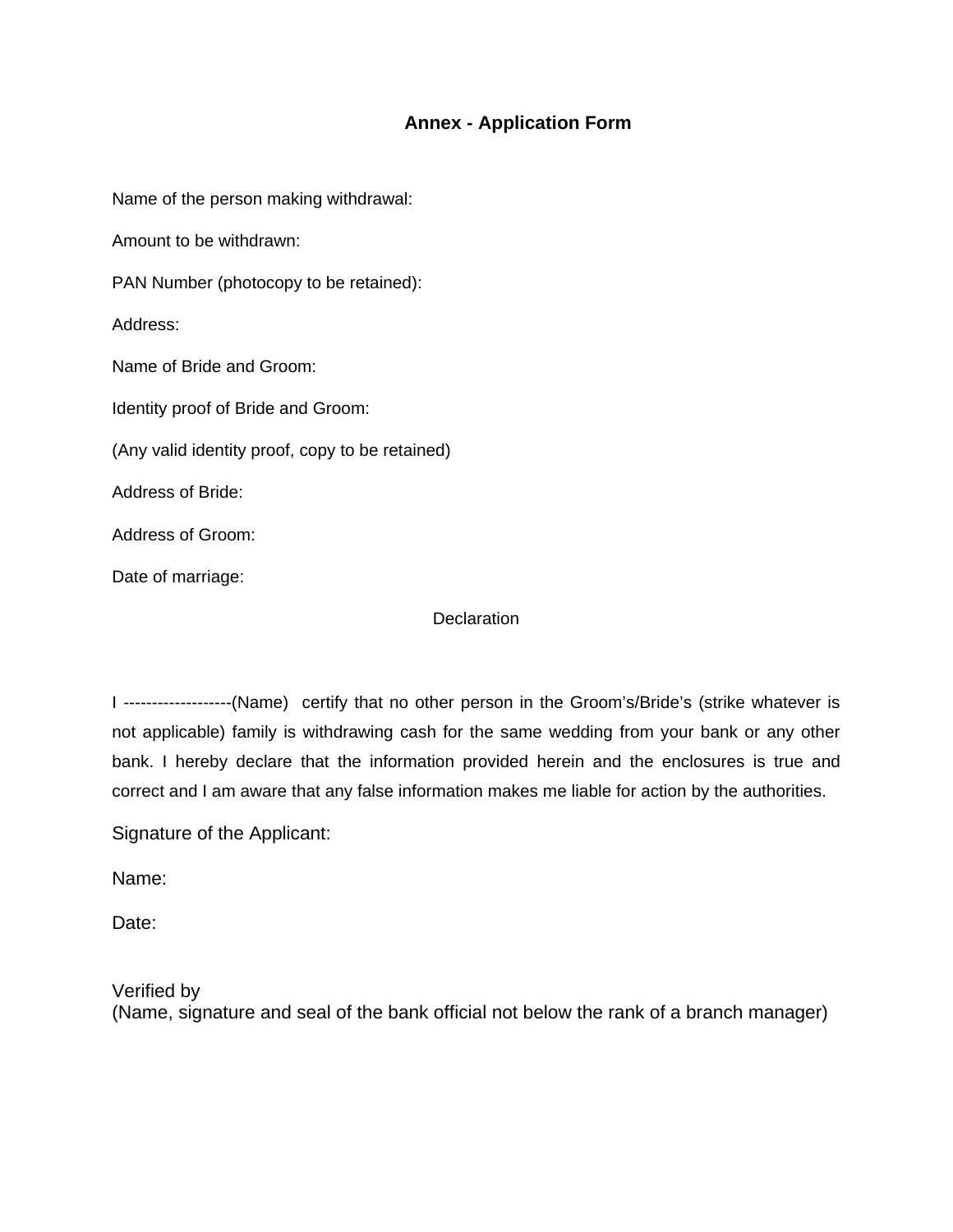## Annex - Application Form

Name of the person making withdrawal:

Amount to be withdrawn:

PAN Number (photocopy to be retained):

Address:

Name of Bride and Groom:

Identity proof of Bride and Groom:

(Any valid identity proof, copy to be retained)

Address of Bride:

Address of Groom:

Date of marriage:

### Declaration

I -------------------(Name) certify that no other person in the Groom's/Bride's (strike whatever is not applicable) family is withdrawing cash for the same wedding from your bank or any other bank. I hereby declare that the information provided herein and the enclosures is true and correct and I am aware that any false information makes me liable for action by the authorities.

Signature of the Applicant:

Name:

Date:

Verified by
(Name, signature and seal of the bank official not below the rank of a branch manager)